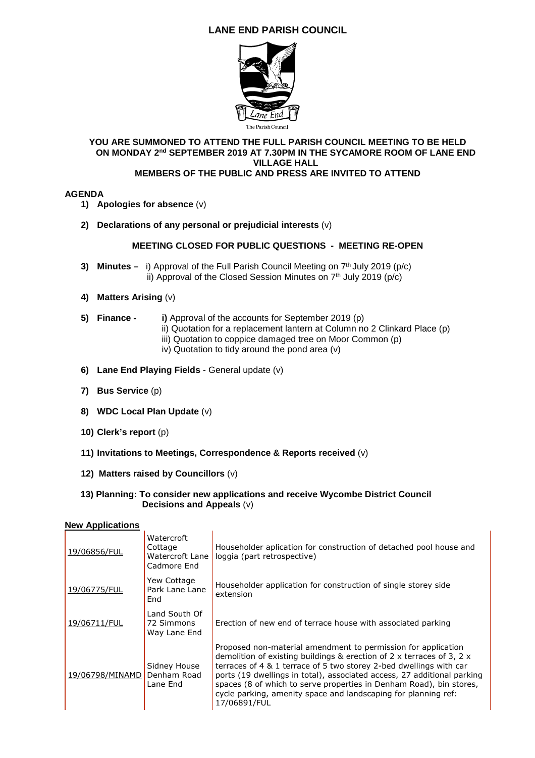# LANE END PARISH COUNCIL

The Parish Council

**YOU ARE SUMMONED TO ATTEND THE FULL PARISH COUNCIL MEETING TO BE HELD ON MONDAY 2nd SEPTEMBER 2019 AT 7.30PM IN THE SYCAMORE ROOM OF LANE END VILLAGE HALL**

**MEMBERS OF THE PUBLIC AND PRESS ARE INVITED TO ATTEND**

## AGENDA

1) **Apologies for absence** (v)

2) **Declarations of any personal or prejudicial interests** (v)

**MEETING CLOSED FOR PUBLIC QUESTIONS - MEETING RE-OPEN**

3) **Minutes –** i) Approval of the Full Parish Council Meeting on 7th July 2019 (p/c)
   ii) Approval of the Closed Session Minutes on 7th July 2019 (p/c)

4) **Matters Arising** (v)

5) **Finance -** **i)** Approval of the accounts for September 2019 (p)
   ii) Quotation for a replacement lantern at Column no 2 Clinkard Place (p)
   iii) Quotation to coppice damaged tree on Moor Common (p)
   iv) Quotation to tidy around the pond area (v)

6) **Lane End Playing Fields** - General update (v)

7) **Bus Service** (p)

8) **WDC Local Plan Update** (v)

10) **Clerk's report** (p)

11) **Invitations to Meetings, Correspondence & Reports received** (v)

12) **Matters raised by Councillors** (v)

13) **Planning: To consider new applications and receive Wycombe District Council Decisions and Appeals** (v)

**New Applications**

| | | |
|---|---|---|
| 19/06856/FUL | Watercroft Cottage Watercroft Lane Cadmore End | Householder aplication for construction of detached pool house and loggia (part retrospective) |
| 19/06775/FUL | Yew Cottage Park Lane Lane End | Householder application for construction of single storey side extension |
| 19/06711/FUL | Land South Of 72 Simmons Way Lane End | Erection of new end of terrace house with associated parking |
| 19/06798/MINAMD | Sidney House Denham Road Lane End | Proposed non-material amendment to permission for application demolition of existing buildings & erection of 2 x terraces of 3, 2 x terraces of 4 & 1 terrace of 5 two storey 2-bed dwellings with car ports (19 dwellings in total), associated access, 27 additional parking spaces (8 of which to serve properties in Denham Road), bin stores, cycle parking, amenity space and landscaping for planning ref: 17/06891/FUL |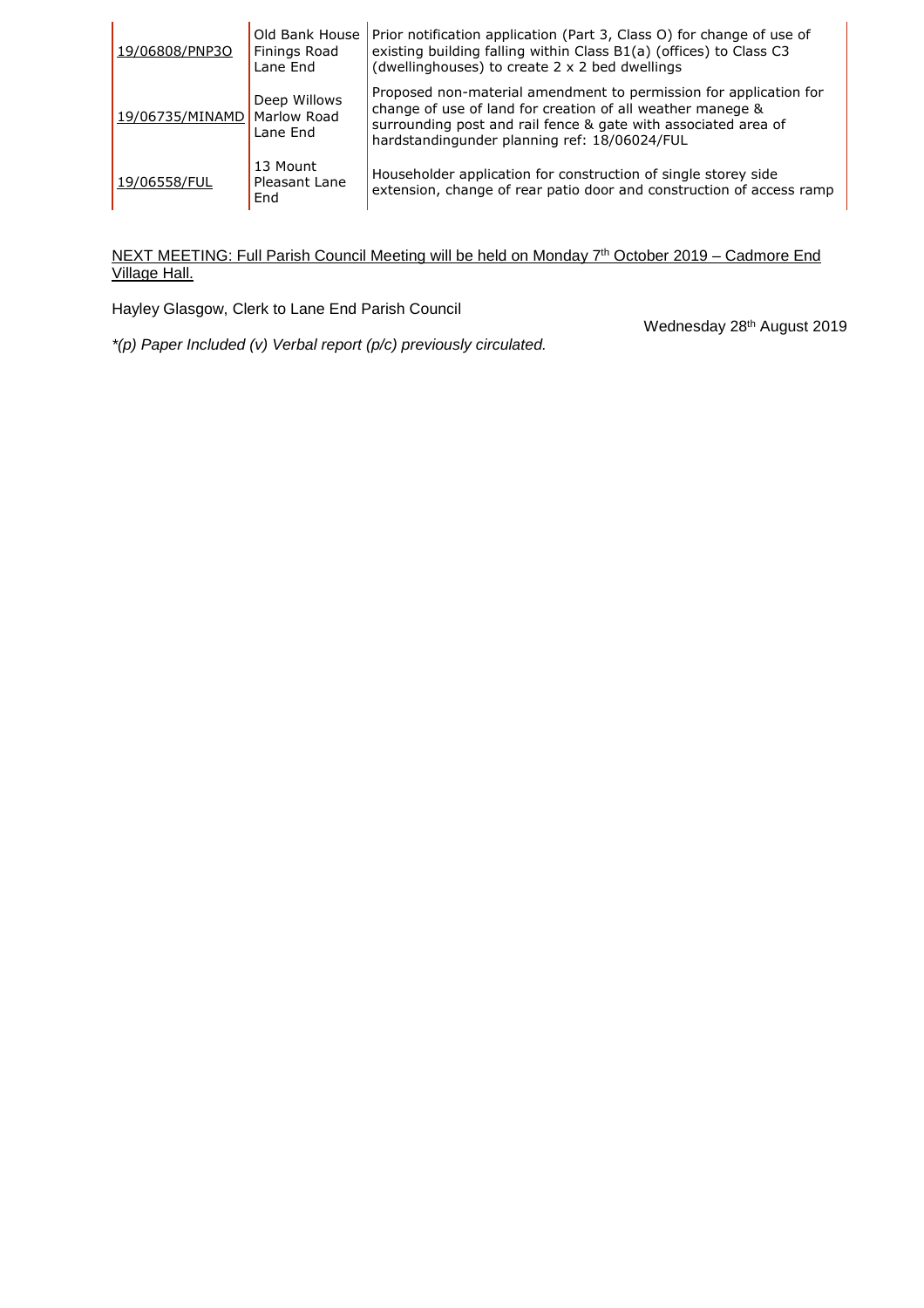| | | |
|---|---|---|
| 19/06808/PNP3O | Old Bank House Finings Road Lane End | Prior notification application (Part 3, Class O) for change of use of existing building falling within Class B1(a) (offices) to Class C3 (dwellinghouses) to create 2 x 2 bed dwellings |
| 19/06735/MINAMD | Deep Willows Marlow Road Lane End | Proposed non-material amendment to permission for application for change of use of land for creation of all weather manege & surrounding post and rail fence & gate with associated area of hardstandingunder planning ref: 18/06024/FUL |
| 19/06558/FUL | 13 Mount Pleasant Lane End | Householder application for construction of single storey side extension, change of rear patio door and construction of access ramp |

NEXT MEETING: Full Parish Council Meeting will be held on Monday 7th October 2019 – Cadmore End Village Hall.

Hayley Glasgow, Clerk to Lane End Parish Council

Wednesday 28th August 2019

*\*(p) Paper Included (v) Verbal report (p/c) previously circulated.*